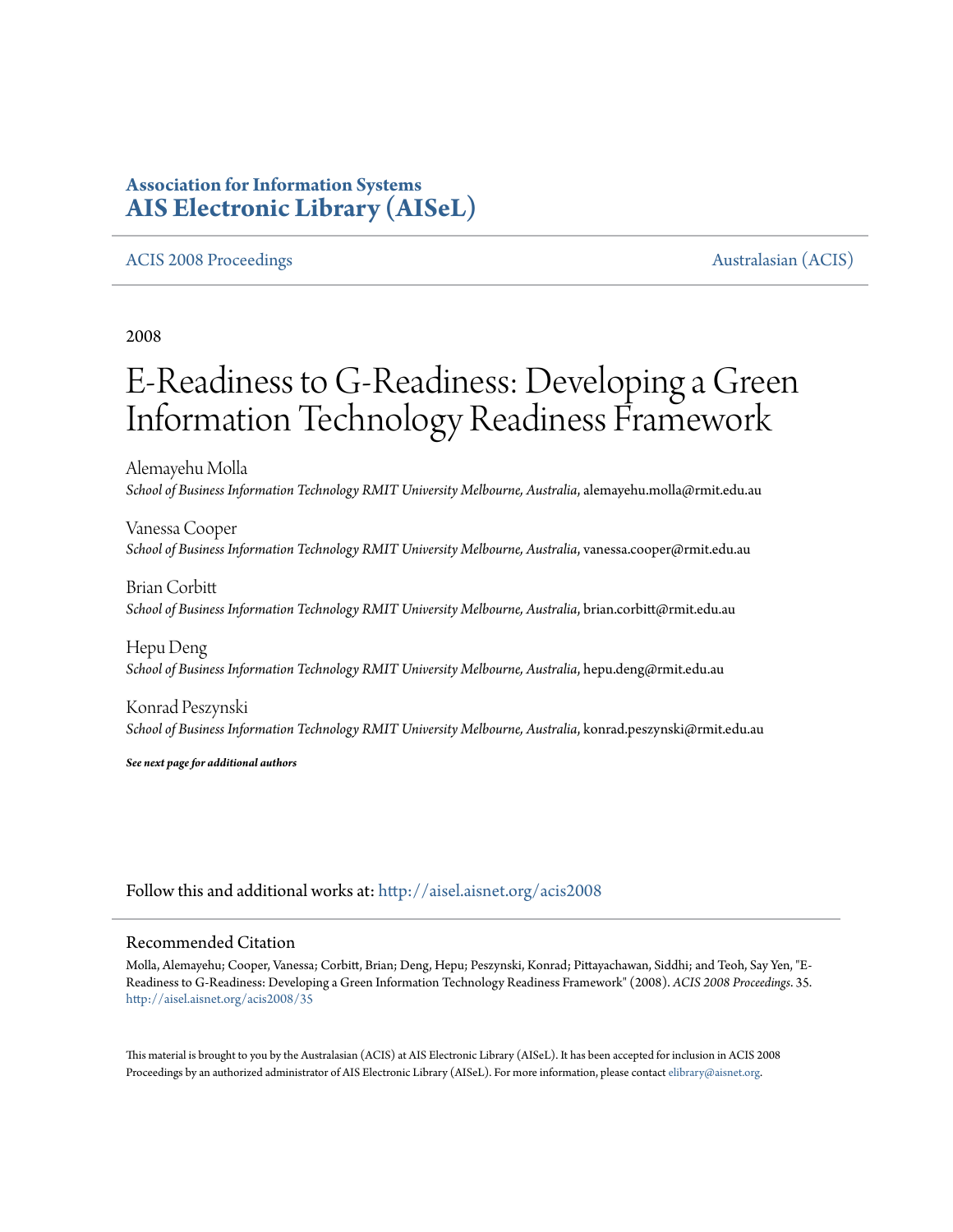**Association for Information Systems**
**AIS Electronic Library (AISeL)**

ACIS 2008 Proceedings | Australasian (ACIS)

2008

# E-Readiness to G-Readiness: Developing a Green Information Technology Readiness Framework

Alemayehu Molla
*School of Business Information Technology RMIT University Melbourne, Australia*, alemayehu.molla@rmit.edu.au

Vanessa Cooper
*School of Business Information Technology RMIT University Melbourne, Australia*, vanessa.cooper@rmit.edu.au

Brian Corbitt
*School of Business Information Technology RMIT University Melbourne, Australia*, brian.corbitt@rmit.edu.au

Hepu Deng
*School of Business Information Technology RMIT University Melbourne, Australia*, hepu.deng@rmit.edu.au

Konrad Peszynski
*School of Business Information Technology RMIT University Melbourne, Australia*, konrad.peszynski@rmit.edu.au

***See next page for additional authors***

Follow this and additional works at: http://aisel.aisnet.org/acis2008

## Recommended Citation

Molla, Alemayehu; Cooper, Vanessa; Corbitt, Brian; Deng, Hepu; Peszynski, Konrad; Pittayachawan, Siddhi; and Teoh, Say Yen, "E-Readiness to G-Readiness: Developing a Green Information Technology Readiness Framework" (2008). *ACIS 2008 Proceedings*. 35.
http://aisel.aisnet.org/acis2008/35

This material is brought to you by the Australasian (ACIS) at AIS Electronic Library (AISeL). It has been accepted for inclusion in ACIS 2008 Proceedings by an authorized administrator of AIS Electronic Library (AISeL). For more information, please contact elibrary@aisnet.org.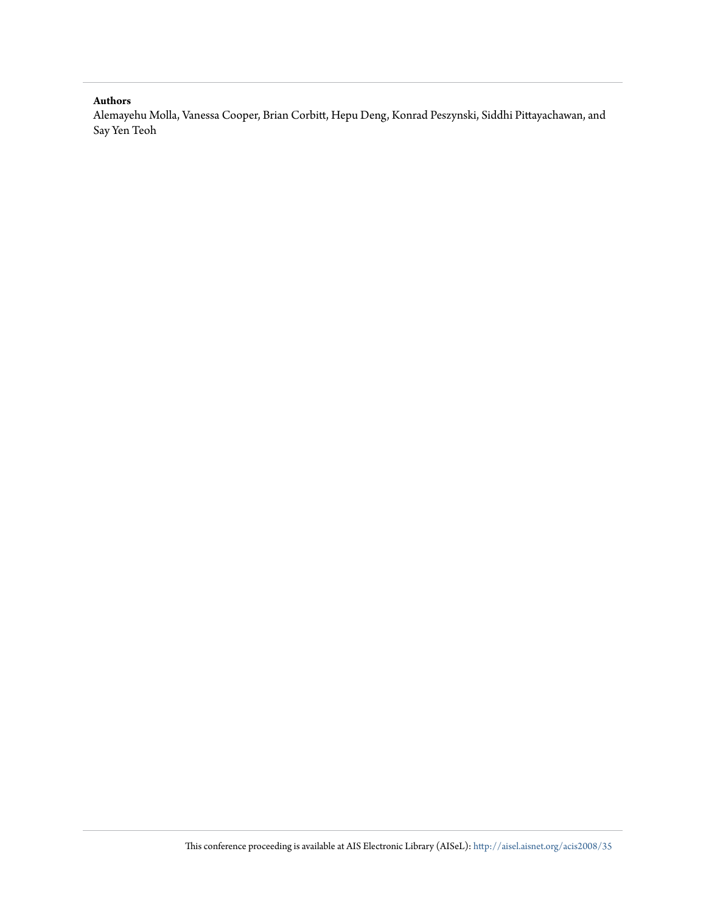**Authors**

Alemayehu Molla, Vanessa Cooper, Brian Corbitt, Hepu Deng, Konrad Peszynski, Siddhi Pittayachawan, and Say Yen Teoh

This conference proceeding is available at AIS Electronic Library (AISeL): http://aisel.aisnet.org/acis2008/35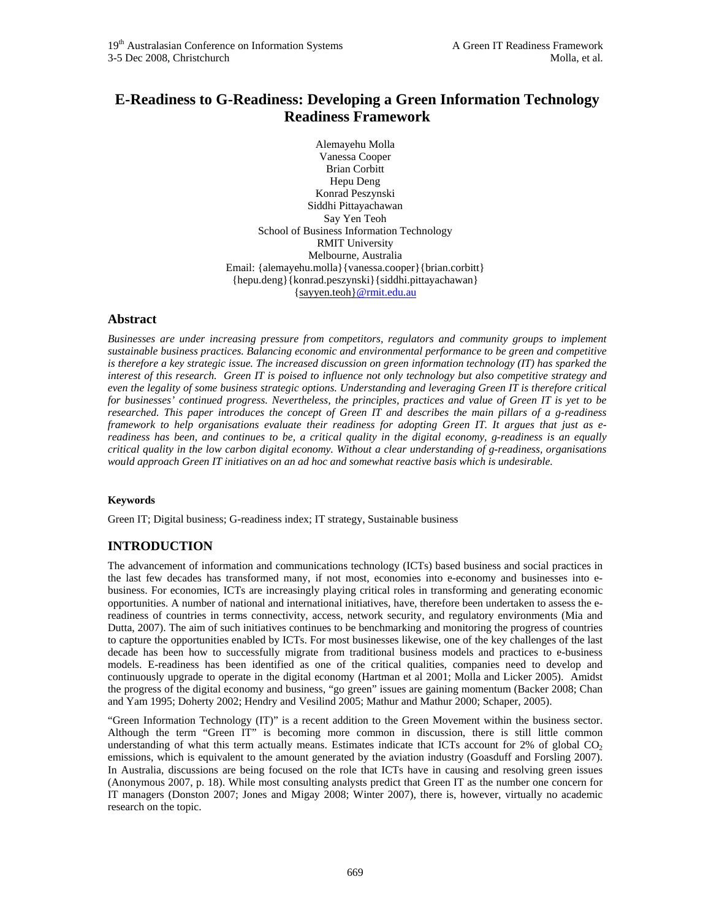# E-Readiness to G-Readiness: Developing a Green Information Technology Readiness Framework

Alemayehu Molla
Vanessa Cooper
Brian Corbitt
Hepu Deng
Konrad Peszynski
Siddhi Pittayachawan
Say Yen Teoh
School of Business Information Technology
RMIT University
Melbourne, Australia
Email: {alemayehu.molla}{vanessa.cooper}{brian.corbitt}
{hepu.deng}{konrad.peszynski}{siddhi.pittayachawan}
{sayyen.teoh}@rmit.edu.au

## Abstract

*Businesses are under increasing pressure from competitors, regulators and community groups to implement sustainable business practices. Balancing economic and environmental performance to be green and competitive is therefore a key strategic issue. The increased discussion on green information technology (IT) has sparked the interest of this research. Green IT is poised to influence not only technology but also competitive strategy and even the legality of some business strategic options. Understanding and leveraging Green IT is therefore critical for businesses' continued progress. Nevertheless, the principles, practices and value of Green IT is yet to be researched. This paper introduces the concept of Green IT and describes the main pillars of a g-readiness framework to help organisations evaluate their readiness for adopting Green IT. It argues that just as e-readiness has been, and continues to be, a critical quality in the digital economy, g-readiness is an equally critical quality in the low carbon digital economy. Without a clear understanding of g-readiness, organisations would approach Green IT initiatives on an ad hoc and somewhat reactive basis which is undesirable.*

### Keywords

Green IT; Digital business; G-readiness index; IT strategy, Sustainable business

## INTRODUCTION

The advancement of information and communications technology (ICTs) based business and social practices in the last few decades has transformed many, if not most, economies into e-economy and businesses into e-business. For economies, ICTs are increasingly playing critical roles in transforming and generating economic opportunities. A number of national and international initiatives, have, therefore been undertaken to assess the e-readiness of countries in terms connectivity, access, network security, and regulatory environments (Mia and Dutta, 2007). The aim of such initiatives continues to be benchmarking and monitoring the progress of countries to capture the opportunities enabled by ICTs. For most businesses likewise, one of the key challenges of the last decade has been how to successfully migrate from traditional business models and practices to e-business models. E-readiness has been identified as one of the critical qualities, companies need to develop and continuously upgrade to operate in the digital economy (Hartman et al 2001; Molla and Licker 2005). Amidst the progress of the digital economy and business, "go green" issues are gaining momentum (Backer 2008; Chan and Yam 1995; Doherty 2002; Hendry and Vesilind 2005; Mathur and Mathur 2000; Schaper, 2005).

"Green Information Technology (IT)" is a recent addition to the Green Movement within the business sector. Although the term "Green IT" is becoming more common in discussion, there is still little common understanding of what this term actually means. Estimates indicate that ICTs account for 2% of global $CO_2$ emissions, which is equivalent to the amount generated by the aviation industry (Goasduff and Forsling 2007). In Australia, discussions are being focused on the role that ICTs have in causing and resolving green issues (Anonymous 2007, p. 18). While most consulting analysts predict that Green IT as the number one concern for IT managers (Donston 2007; Jones and Migay 2008; Winter 2007), there is, however, virtually no academic research on the topic.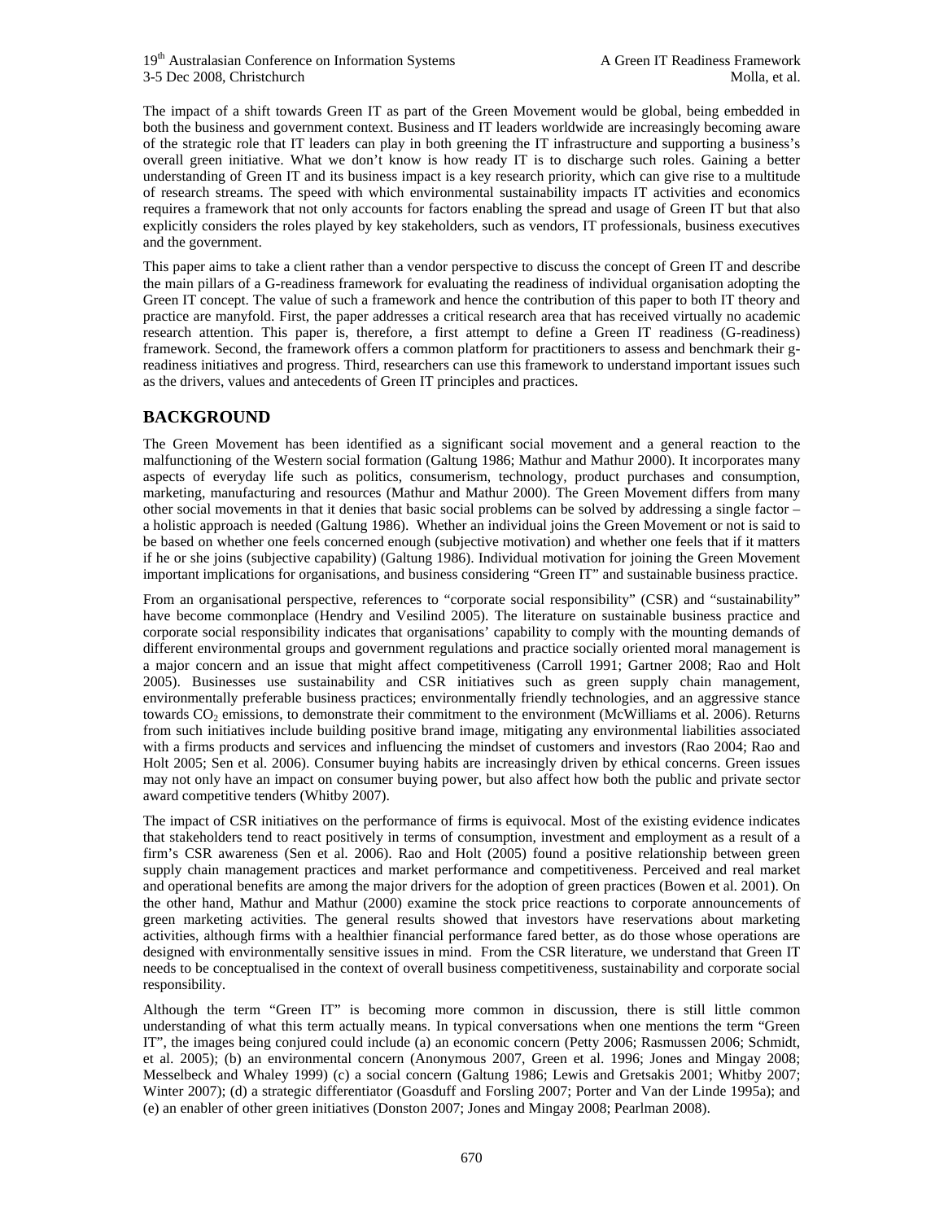The impact of a shift towards Green IT as part of the Green Movement would be global, being embedded in both the business and government context. Business and IT leaders worldwide are increasingly becoming aware of the strategic role that IT leaders can play in both greening the IT infrastructure and supporting a business's overall green initiative. What we don't know is how ready IT is to discharge such roles. Gaining a better understanding of Green IT and its business impact is a key research priority, which can give rise to a multitude of research streams. The speed with which environmental sustainability impacts IT activities and economics requires a framework that not only accounts for factors enabling the spread and usage of Green IT but that also explicitly considers the roles played by key stakeholders, such as vendors, IT professionals, business executives and the government.

This paper aims to take a client rather than a vendor perspective to discuss the concept of Green IT and describe the main pillars of a G-readiness framework for evaluating the readiness of individual organisation adopting the Green IT concept. The value of such a framework and hence the contribution of this paper to both IT theory and practice are manyfold. First, the paper addresses a critical research area that has received virtually no academic research attention. This paper is, therefore, a first attempt to define a Green IT readiness (G-readiness) framework. Second, the framework offers a common platform for practitioners to assess and benchmark their g-readiness initiatives and progress. Third, researchers can use this framework to understand important issues such as the drivers, values and antecedents of Green IT principles and practices.

## BACKGROUND

The Green Movement has been identified as a significant social movement and a general reaction to the malfunctioning of the Western social formation (Galtung 1986; Mathur and Mathur 2000). It incorporates many aspects of everyday life such as politics, consumerism, technology, product purchases and consumption, marketing, manufacturing and resources (Mathur and Mathur 2000). The Green Movement differs from many other social movements in that it denies that basic social problems can be solved by addressing a single factor – a holistic approach is needed (Galtung 1986). Whether an individual joins the Green Movement or not is said to be based on whether one feels concerned enough (subjective motivation) and whether one feels that if it matters if he or she joins (subjective capability) (Galtung 1986). Individual motivation for joining the Green Movement important implications for organisations, and business considering "Green IT" and sustainable business practice.

From an organisational perspective, references to "corporate social responsibility" (CSR) and "sustainability" have become commonplace (Hendry and Vesilind 2005). The literature on sustainable business practice and corporate social responsibility indicates that organisations' capability to comply with the mounting demands of different environmental groups and government regulations and practice socially oriented moral management is a major concern and an issue that might affect competitiveness (Carroll 1991; Gartner 2008; Rao and Holt 2005). Businesses use sustainability and CSR initiatives such as green supply chain management, environmentally preferable business practices; environmentally friendly technologies, and an aggressive stance towards $CO_2$ emissions, to demonstrate their commitment to the environment (McWilliams et al. 2006). Returns from such initiatives include building positive brand image, mitigating any environmental liabilities associated with a firms products and services and influencing the mindset of customers and investors (Rao 2004; Rao and Holt 2005; Sen et al. 2006). Consumer buying habits are increasingly driven by ethical concerns. Green issues may not only have an impact on consumer buying power, but also affect how both the public and private sector award competitive tenders (Whitby 2007).

The impact of CSR initiatives on the performance of firms is equivocal. Most of the existing evidence indicates that stakeholders tend to react positively in terms of consumption, investment and employment as a result of a firm's CSR awareness (Sen et al. 2006). Rao and Holt (2005) found a positive relationship between green supply chain management practices and market performance and competitiveness. Perceived and real market and operational benefits are among the major drivers for the adoption of green practices (Bowen et al. 2001). On the other hand, Mathur and Mathur (2000) examine the stock price reactions to corporate announcements of green marketing activities. The general results showed that investors have reservations about marketing activities, although firms with a healthier financial performance fared better, as do those whose operations are designed with environmentally sensitive issues in mind. From the CSR literature, we understand that Green IT needs to be conceptualised in the context of overall business competitiveness, sustainability and corporate social responsibility.

Although the term "Green IT" is becoming more common in discussion, there is still little common understanding of what this term actually means. In typical conversations when one mentions the term "Green IT", the images being conjured could include (a) an economic concern (Petty 2006; Rasmussen 2006; Schmidt, et al. 2005); (b) an environmental concern (Anonymous 2007, Green et al. 1996; Jones and Mingay 2008; Messelbeck and Whaley 1999) (c) a social concern (Galtung 1986; Lewis and Gretsakis 2001; Whitby 2007; Winter 2007); (d) a strategic differentiator (Goasduff and Forsling 2007; Porter and Van der Linde 1995a); and (e) an enabler of other green initiatives (Donston 2007; Jones and Mingay 2008; Pearlman 2008).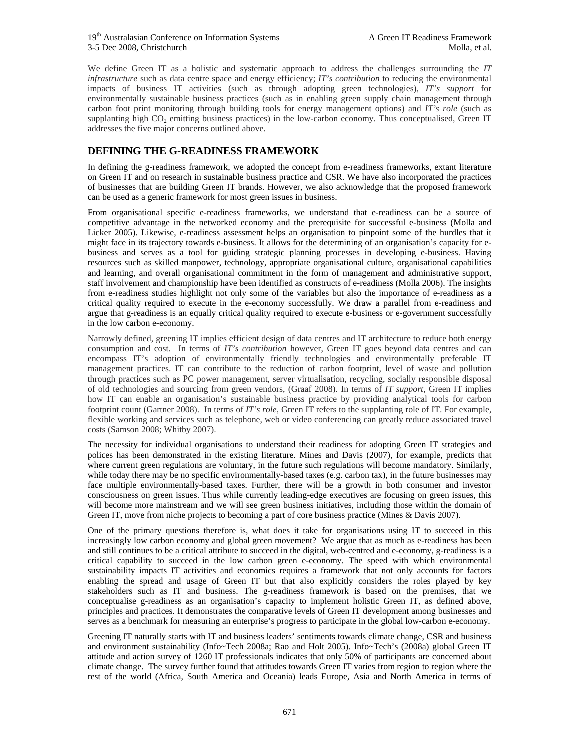We define Green IT as a holistic and systematic approach to address the challenges surrounding the *IT infrastructure* such as data centre space and energy efficiency; *IT's contribution* to reducing the environmental impacts of business IT activities (such as through adopting green technologies), *IT's support* for environmentally sustainable business practices (such as in enabling green supply chain management through carbon foot print monitoring through building tools for energy management options) and *IT's role* (such as supplanting high $CO_2$ emitting business practices) in the low-carbon economy. Thus conceptualised, Green IT addresses the five major concerns outlined above.

## DEFINING THE G-READINESS FRAMEWORK

In defining the g-readiness framework, we adopted the concept from e-readiness frameworks, extant literature on Green IT and on research in sustainable business practice and CSR. We have also incorporated the practices of businesses that are building Green IT brands. However, we also acknowledge that the proposed framework can be used as a generic framework for most green issues in business.

From organisational specific e-readiness frameworks, we understand that e-readiness can be a source of competitive advantage in the networked economy and the prerequisite for successful e-business (Molla and Licker 2005). Likewise, e-readiness assessment helps an organisation to pinpoint some of the hurdles that it might face in its trajectory towards e-business. It allows for the determining of an organisation's capacity for e-business and serves as a tool for guiding strategic planning processes in developing e-business. Having resources such as skilled manpower, technology, appropriate organisational culture, organisational capabilities and learning, and overall organisational commitment in the form of management and administrative support, staff involvement and championship have been identified as constructs of e-readiness (Molla 2006). The insights from e-readiness studies highlight not only some of the variables but also the importance of e-readiness as a critical quality required to execute in the e-economy successfully. We draw a parallel from e-readiness and argue that g-readiness is an equally critical quality required to execute e-business or e-government successfully in the low carbon e-economy.

Narrowly defined, greening IT implies efficient design of data centres and IT architecture to reduce both energy consumption and cost. In terms of *IT's contribution* however, Green IT goes beyond data centres and can encompass IT's adoption of environmentally friendly technologies and environmentally preferable IT management practices. IT can contribute to the reduction of carbon footprint, level of waste and pollution through practices such as PC power management, server virtualisation, recycling, socially responsible disposal of old technologies and sourcing from green vendors, (Graaf 2008). In terms of *IT support*, Green IT implies how IT can enable an organisation's sustainable business practice by providing analytical tools for carbon footprint count (Gartner 2008). In terms of *IT's role*, Green IT refers to the supplanting role of IT. For example, flexible working and services such as telephone, web or video conferencing can greatly reduce associated travel costs (Samson 2008; Whitby 2007).

The necessity for individual organisations to understand their readiness for adopting Green IT strategies and polices has been demonstrated in the existing literature. Mines and Davis (2007), for example, predicts that where current green regulations are voluntary, in the future such regulations will become mandatory. Similarly, while today there may be no specific environmentally-based taxes (e.g. carbon tax), in the future businesses may face multiple environmentally-based taxes. Further, there will be a growth in both consumer and investor consciousness on green issues. Thus while currently leading-edge executives are focusing on green issues, this will become more mainstream and we will see green business initiatives, including those within the domain of Green IT, move from niche projects to becoming a part of core business practice (Mines & Davis 2007).

One of the primary questions therefore is, what does it take for organisations using IT to succeed in this increasingly low carbon economy and global green movement? We argue that as much as e-readiness has been and still continues to be a critical attribute to succeed in the digital, web-centred and e-economy, g-readiness is a critical capability to succeed in the low carbon green e-economy. The speed with which environmental sustainability impacts IT activities and economics requires a framework that not only accounts for factors enabling the spread and usage of Green IT but that also explicitly considers the roles played by key stakeholders such as IT and business. The g-readiness framework is based on the premises, that we conceptualise g-readiness as an organisation's capacity to implement holistic Green IT, as defined above, principles and practices. It demonstrates the comparative levels of Green IT development among businesses and serves as a benchmark for measuring an enterprise's progress to participate in the global low-carbon e-economy.

Greening IT naturally starts with IT and business leaders' sentiments towards climate change, CSR and business and environment sustainability (Info~Tech 2008a; Rao and Holt 2005). Info~Tech's (2008a) global Green IT attitude and action survey of 1260 IT professionals indicates that only 50% of participants are concerned about climate change. The survey further found that attitudes towards Green IT varies from region to region where the rest of the world (Africa, South America and Oceania) leads Europe, Asia and North America in terms of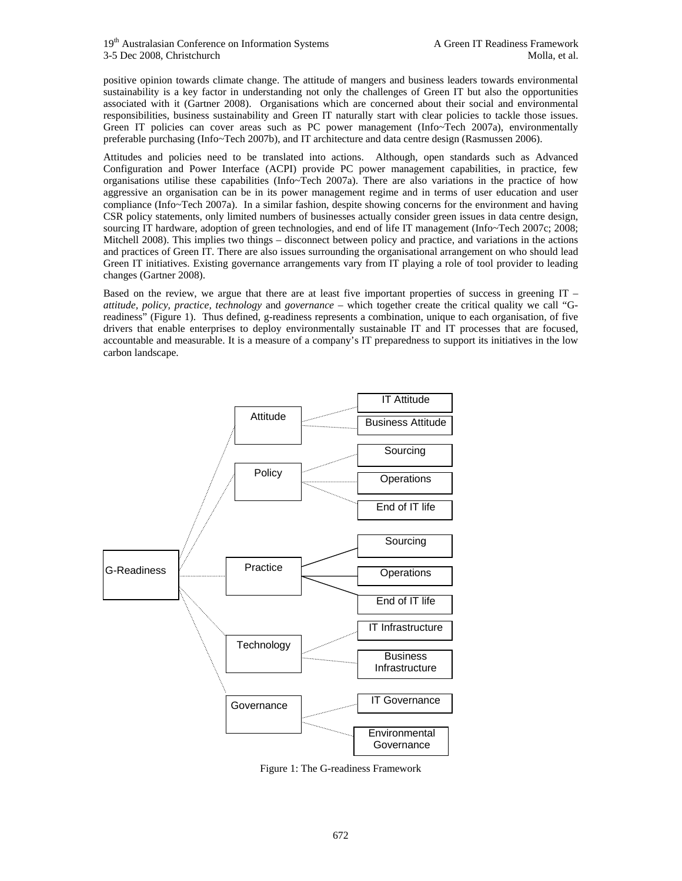positive opinion towards climate change. The attitude of mangers and business leaders towards environmental sustainability is a key factor in understanding not only the challenges of Green IT but also the opportunities associated with it (Gartner 2008). Organisations which are concerned about their social and environmental responsibilities, business sustainability and Green IT naturally start with clear policies to tackle those issues. Green IT policies can cover areas such as PC power management (Info~Tech 2007a), environmentally preferable purchasing (Info~Tech 2007b), and IT architecture and data centre design (Rasmussen 2006).

Attitudes and policies need to be translated into actions. Although, open standards such as Advanced Configuration and Power Interface (ACPI) provide PC power management capabilities, in practice, few organisations utilise these capabilities (Info~Tech 2007a). There are also variations in the practice of how aggressive an organisation can be in its power management regime and in terms of user education and user compliance (Info~Tech 2007a). In a similar fashion, despite showing concerns for the environment and having CSR policy statements, only limited numbers of businesses actually consider green issues in data centre design, sourcing IT hardware, adoption of green technologies, and end of life IT management (Info~Tech 2007c; 2008; Mitchell 2008). This implies two things – disconnect between policy and practice, and variations in the actions and practices of Green IT. There are also issues surrounding the organisational arrangement on who should lead Green IT initiatives. Existing governance arrangements vary from IT playing a role of tool provider to leading changes (Gartner 2008).

Based on the review, we argue that there are at least five important properties of success in greening IT – *attitude, policy, practice, technology* and *governance* – which together create the critical quality we call "G-readiness" (Figure 1). Thus defined, g-readiness represents a combination, unique to each organisation, of five drivers that enable enterprises to deploy environmentally sustainable IT and IT processes that are focused, accountable and measurable. It is a measure of a company's IT preparedness to support its initiatives in the low carbon landscape.

- G-Readiness
  - Attitude
    - IT Attitude
    - Business Attitude
  - Policy
    - Sourcing
    - Operations
    - End of IT life
  - Practice
    - Sourcing
    - Operations
    - End of IT life
  - Technology
    - IT Infrastructure
    - Business Infrastructure
  - Governance
    - IT Governance
    - Environmental Governance

Figure 1: The G-readiness Framework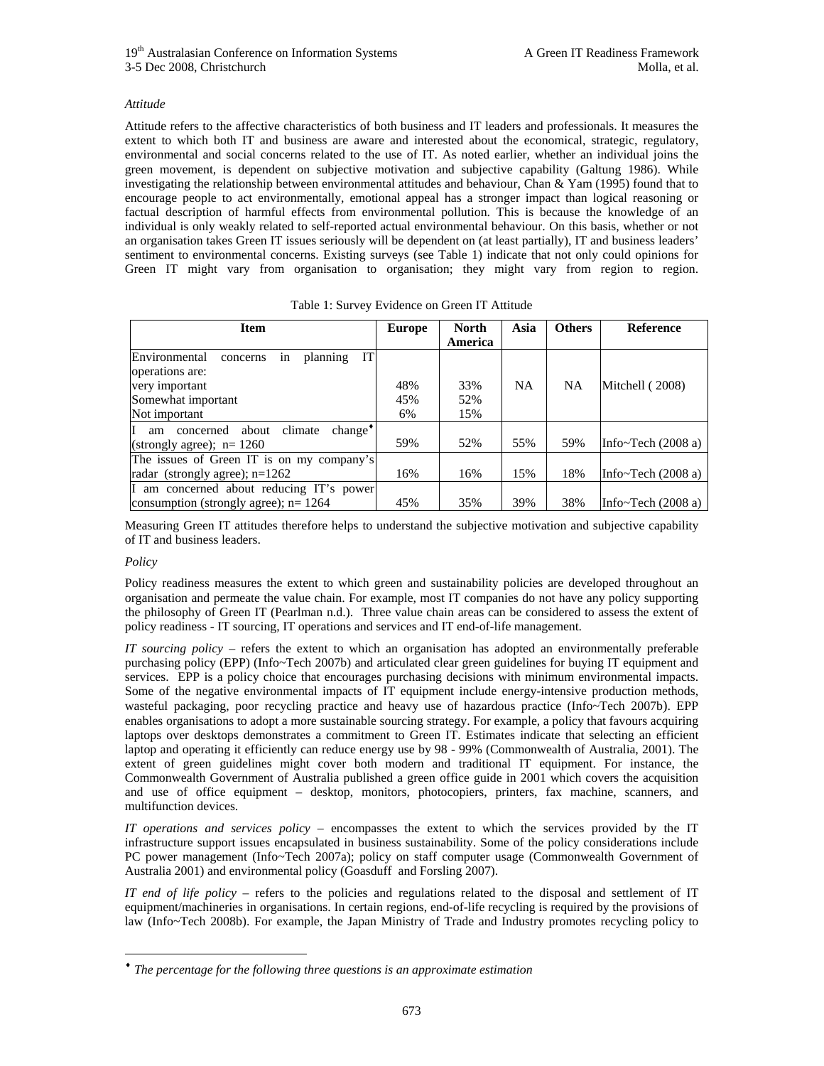*Attitude*

Attitude refers to the affective characteristics of both business and IT leaders and professionals. It measures the extent to which both IT and business are aware and interested about the economical, strategic, regulatory, environmental and social concerns related to the use of IT. As noted earlier, whether an individual joins the green movement, is dependent on subjective motivation and subjective capability (Galtung 1986). While investigating the relationship between environmental attitudes and behaviour, Chan & Yam (1995) found that to encourage people to act environmentally, emotional appeal has a stronger impact than logical reasoning or factual description of harmful effects from environmental pollution. This is because the knowledge of an individual is only weakly related to self-reported actual environmental behaviour. On this basis, whether or not an organisation takes Green IT issues seriously will be dependent on (at least partially), IT and business leaders' sentiment to environmental concerns. Existing surveys (see Table 1) indicate that not only could opinions for Green IT might vary from organisation to organisation; they might vary from region to region.

Table 1: Survey Evidence on Green IT Attitude

| Item | Europe | North America | Asia | Others | Reference |
|---|---|---|---|---|---|
| Environmental concerns in planning IT operations are: | | | | | |
| very important | 48% | 33% | NA | NA | Mitchell ( 2008) |
| Somewhat important | 45% | 52% | | | |
| Not important | 6% | 15% | | | |
| I am concerned about climate change[♦] (strongly agree); n= 1260 | 59% | 52% | 55% | 59% | Info~Tech (2008 a) |
| The issues of Green IT is on my company's radar (strongly agree); n=1262 | 16% | 16% | 15% | 18% | Info~Tech (2008 a) |
| I am concerned about reducing IT's power consumption (strongly agree); n= 1264 | 45% | 35% | 39% | 38% | Info~Tech (2008 a) |

Measuring Green IT attitudes therefore helps to understand the subjective motivation and subjective capability of IT and business leaders.

*Policy*

Policy readiness measures the extent to which green and sustainability policies are developed throughout an organisation and permeate the value chain. For example, most IT companies do not have any policy supporting the philosophy of Green IT (Pearlman n.d.). Three value chain areas can be considered to assess the extent of policy readiness - IT sourcing, IT operations and services and IT end-of-life management.

*IT sourcing policy* – refers the extent to which an organisation has adopted an environmentally preferable purchasing policy (EPP) (Info~Tech 2007b) and articulated clear green guidelines for buying IT equipment and services. EPP is a policy choice that encourages purchasing decisions with minimum environmental impacts. Some of the negative environmental impacts of IT equipment include energy-intensive production methods, wasteful packaging, poor recycling practice and heavy use of hazardous practice (Info~Tech 2007b). EPP enables organisations to adopt a more sustainable sourcing strategy. For example, a policy that favours acquiring laptops over desktops demonstrates a commitment to Green IT. Estimates indicate that selecting an efficient laptop and operating it efficiently can reduce energy use by 98 - 99% (Commonwealth of Australia, 2001). The extent of green guidelines might cover both modern and traditional IT equipment. For instance, the Commonwealth Government of Australia published a green office guide in 2001 which covers the acquisition and use of office equipment – desktop, monitors, photocopiers, printers, fax machine, scanners, and multifunction devices.

*IT operations and services policy* – encompasses the extent to which the services provided by the IT infrastructure support issues encapsulated in business sustainability. Some of the policy considerations include PC power management (Info~Tech 2007a); policy on staff computer usage (Commonwealth Government of Australia 2001) and environmental policy (Goasduff and Forsling 2007).

*IT end of life policy* – refers to the policies and regulations related to the disposal and settlement of IT equipment/machineries in organisations. In certain regions, end-of-life recycling is required by the provisions of law (Info~Tech 2008b). For example, the Japan Ministry of Trade and Industry promotes recycling policy to

[♦] *The percentage for the following three questions is an approximate estimation*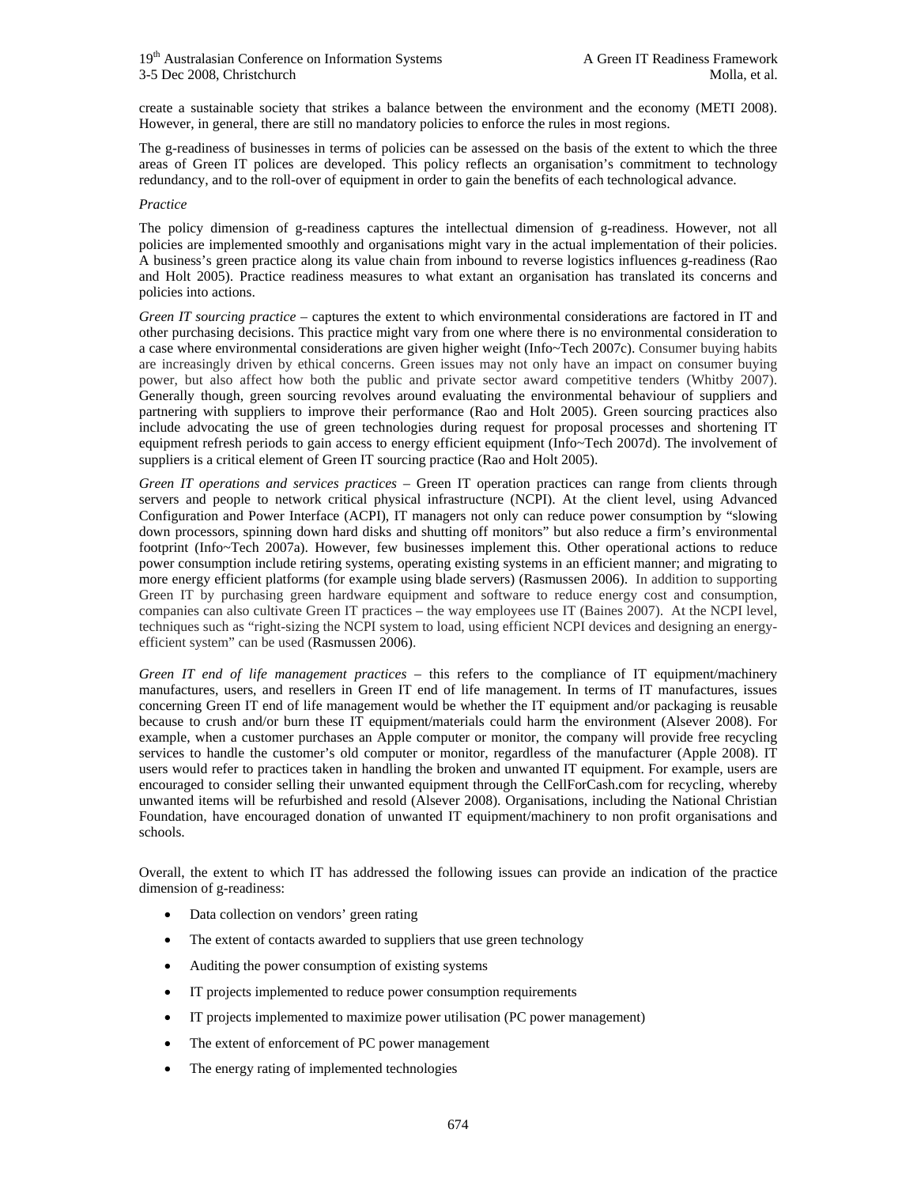create a sustainable society that strikes a balance between the environment and the economy (METI 2008). However, in general, there are still no mandatory policies to enforce the rules in most regions.

The g-readiness of businesses in terms of policies can be assessed on the basis of the extent to which the three areas of Green IT polices are developed. This policy reflects an organisation's commitment to technology redundancy, and to the roll-over of equipment in order to gain the benefits of each technological advance.

*Practice*

The policy dimension of g-readiness captures the intellectual dimension of g-readiness. However, not all policies are implemented smoothly and organisations might vary in the actual implementation of their policies. A business's green practice along its value chain from inbound to reverse logistics influences g-readiness (Rao and Holt 2005). Practice readiness measures to what extant an organisation has translated its concerns and policies into actions.

*Green IT sourcing practice* – captures the extent to which environmental considerations are factored in IT and other purchasing decisions. This practice might vary from one where there is no environmental consideration to a case where environmental considerations are given higher weight (Info~Tech 2007c). Consumer buying habits are increasingly driven by ethical concerns. Green issues may not only have an impact on consumer buying power, but also affect how both the public and private sector award competitive tenders (Whitby 2007). Generally though, green sourcing revolves around evaluating the environmental behaviour of suppliers and partnering with suppliers to improve their performance (Rao and Holt 2005). Green sourcing practices also include advocating the use of green technologies during request for proposal processes and shortening IT equipment refresh periods to gain access to energy efficient equipment (Info~Tech 2007d). The involvement of suppliers is a critical element of Green IT sourcing practice (Rao and Holt 2005).

*Green IT operations and services practices* – Green IT operation practices can range from clients through servers and people to network critical physical infrastructure (NCPI). At the client level, using Advanced Configuration and Power Interface (ACPI), IT managers not only can reduce power consumption by "slowing down processors, spinning down hard disks and shutting off monitors" but also reduce a firm's environmental footprint (Info~Tech 2007a). However, few businesses implement this. Other operational actions to reduce power consumption include retiring systems, operating existing systems in an efficient manner; and migrating to more energy efficient platforms (for example using blade servers) (Rasmussen 2006). In addition to supporting Green IT by purchasing green hardware equipment and software to reduce energy cost and consumption, companies can also cultivate Green IT practices – the way employees use IT (Baines 2007). At the NCPI level, techniques such as "right-sizing the NCPI system to load, using efficient NCPI devices and designing an energy-efficient system" can be used (Rasmussen 2006).

*Green IT end of life management practices* – this refers to the compliance of IT equipment/machinery manufactures, users, and resellers in Green IT end of life management. In terms of IT manufactures, issues concerning Green IT end of life management would be whether the IT equipment and/or packaging is reusable because to crush and/or burn these IT equipment/materials could harm the environment (Alsever 2008). For example, when a customer purchases an Apple computer or monitor, the company will provide free recycling services to handle the customer's old computer or monitor, regardless of the manufacturer (Apple 2008). IT users would refer to practices taken in handling the broken and unwanted IT equipment. For example, users are encouraged to consider selling their unwanted equipment through the CellForCash.com for recycling, whereby unwanted items will be refurbished and resold (Alsever 2008). Organisations, including the National Christian Foundation, have encouraged donation of unwanted IT equipment/machinery to non profit organisations and schools.

Overall, the extent to which IT has addressed the following issues can provide an indication of the practice dimension of g-readiness:

- Data collection on vendors' green rating
- The extent of contacts awarded to suppliers that use green technology
- Auditing the power consumption of existing systems
- IT projects implemented to reduce power consumption requirements
- IT projects implemented to maximize power utilisation (PC power management)
- The extent of enforcement of PC power management
- The energy rating of implemented technologies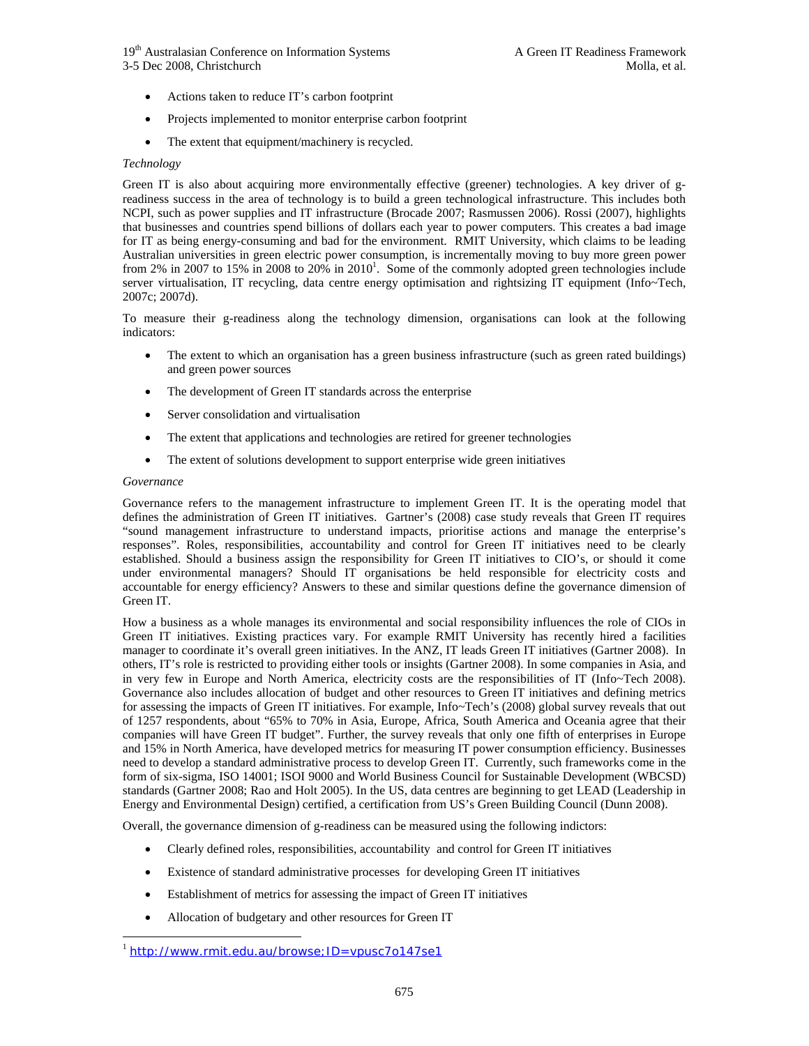- Actions taken to reduce IT's carbon footprint
- Projects implemented to monitor enterprise carbon footprint
- The extent that equipment/machinery is recycled.

*Technology*

Green IT is also about acquiring more environmentally effective (greener) technologies. A key driver of g-readiness success in the area of technology is to build a green technological infrastructure. This includes both NCPI, such as power supplies and IT infrastructure (Brocade 2007; Rasmussen 2006). Rossi (2007), highlights that businesses and countries spend billions of dollars each year to power computers. This creates a bad image for IT as being energy-consuming and bad for the environment. RMIT University, which claims to be leading Australian universities in green electric power consumption, is incrementally moving to buy more green power from 2% in 2007 to 15% in 2008 to 20% in 2010[1]. Some of the commonly adopted green technologies include server virtualisation, IT recycling, data centre energy optimisation and rightsizing IT equipment (Info~Tech, 2007c; 2007d).

To measure their g-readiness along the technology dimension, organisations can look at the following indicators:

- The extent to which an organisation has a green business infrastructure (such as green rated buildings) and green power sources
- The development of Green IT standards across the enterprise
- Server consolidation and virtualisation
- The extent that applications and technologies are retired for greener technologies
- The extent of solutions development to support enterprise wide green initiatives

*Governance*

Governance refers to the management infrastructure to implement Green IT. It is the operating model that defines the administration of Green IT initiatives. Gartner's (2008) case study reveals that Green IT requires "sound management infrastructure to understand impacts, prioritise actions and manage the enterprise's responses". Roles, responsibilities, accountability and control for Green IT initiatives need to be clearly established. Should a business assign the responsibility for Green IT initiatives to CIO's, or should it come under environmental managers? Should IT organisations be held responsible for electricity costs and accountable for energy efficiency? Answers to these and similar questions define the governance dimension of Green IT.

How a business as a whole manages its environmental and social responsibility influences the role of CIOs in Green IT initiatives. Existing practices vary. For example RMIT University has recently hired a facilities manager to coordinate it's overall green initiatives. In the ANZ, IT leads Green IT initiatives (Gartner 2008). In others, IT's role is restricted to providing either tools or insights (Gartner 2008). In some companies in Asia, and in very few in Europe and North America, electricity costs are the responsibilities of IT (Info~Tech 2008). Governance also includes allocation of budget and other resources to Green IT initiatives and defining metrics for assessing the impacts of Green IT initiatives. For example, Info~Tech's (2008) global survey reveals that out of 1257 respondents, about "65% to 70% in Asia, Europe, Africa, South America and Oceania agree that their companies will have Green IT budget". Further, the survey reveals that only one fifth of enterprises in Europe and 15% in North America, have developed metrics for measuring IT power consumption efficiency. Businesses need to develop a standard administrative process to develop Green IT. Currently, such frameworks come in the form of six-sigma, ISO 14001; ISOI 9000 and World Business Council for Sustainable Development (WBCSD) standards (Gartner 2008; Rao and Holt 2005). In the US, data centres are beginning to get LEAD (Leadership in Energy and Environmental Design) certified, a certification from US's Green Building Council (Dunn 2008).

Overall, the governance dimension of g-readiness can be measured using the following indictors:

- Clearly defined roles, responsibilities, accountability and control for Green IT initiatives
- Existence of standard administrative processes for developing Green IT initiatives
- Establishment of metrics for assessing the impact of Green IT initiatives
- Allocation of budgetary and other resources for Green IT

[1] http://www.rmit.edu.au/browse;ID=vpusc7o147se1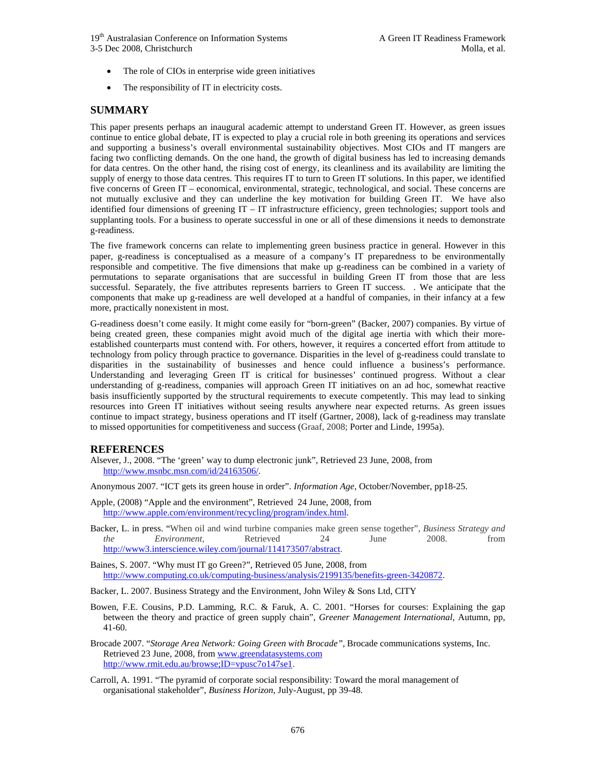- The role of CIOs in enterprise wide green initiatives
- The responsibility of IT in electricity costs.

## SUMMARY

This paper presents perhaps an inaugural academic attempt to understand Green IT. However, as green issues continue to entice global debate, IT is expected to play a crucial role in both greening its operations and services and supporting a business's overall environmental sustainability objectives. Most CIOs and IT mangers are facing two conflicting demands. On the one hand, the growth of digital business has led to increasing demands for data centres. On the other hand, the rising cost of energy, its cleanliness and its availability are limiting the supply of energy to those data centres. This requires IT to turn to Green IT solutions. In this paper, we identified five concerns of Green IT – economical, environmental, strategic, technological, and social. These concerns are not mutually exclusive and they can underline the key motivation for building Green IT. We have also identified four dimensions of greening IT – IT infrastructure efficiency, green technologies; support tools and supplanting tools. For a business to operate successful in one or all of these dimensions it needs to demonstrate g-readiness.

The five framework concerns can relate to implementing green business practice in general. However in this paper, g-readiness is conceptualised as a measure of a company's IT preparedness to be environmentally responsible and competitive. The five dimensions that make up g-readiness can be combined in a variety of permutations to separate organisations that are successful in building Green IT from those that are less successful. Separately, the five attributes represents barriers to Green IT success. . We anticipate that the components that make up g-readiness are well developed at a handful of companies, in their infancy at a few more, practically nonexistent in most.

G-readiness doesn't come easily. It might come easily for "born-green" (Backer, 2007) companies. By virtue of being created green, these companies might avoid much of the digital age inertia with which their more-established counterparts must contend with. For others, however, it requires a concerted effort from attitude to technology from policy through practice to governance. Disparities in the level of g-readiness could translate to disparities in the sustainability of businesses and hence could influence a business's performance. Understanding and leveraging Green IT is critical for businesses' continued progress. Without a clear understanding of g-readiness, companies will approach Green IT initiatives on an ad hoc, somewhat reactive basis insufficiently supported by the structural requirements to execute competently. This may lead to sinking resources into Green IT initiatives without seeing results anywhere near expected returns. As green issues continue to impact strategy, business operations and IT itself (Gartner, 2008), lack of g-readiness may translate to missed opportunities for competitiveness and success (Graaf, 2008; Porter and Linde, 1995a).

## REFERENCES

Alsever, J., 2008. "The 'green' way to dump electronic junk", Retrieved 23 June, 2008, from http://www.msnbc.msn.com/id/24163506/.

Anonymous 2007. "ICT gets its green house in order". *Information Age*, October/November, pp18-25.

Apple, (2008) "Apple and the environment", Retrieved 24 June, 2008, from http://www.apple.com/environment/recycling/program/index.html.

Backer, L. in press. "When oil and wind turbine companies make green sense together", *Business Strategy and the Environment*, Retrieved 24 June 2008. from http://www3.interscience.wiley.com/journal/114173507/abstract.

Baines, S. 2007. "Why must IT go Green?", Retrieved 05 June, 2008, from http://www.computing.co.uk/computing-business/analysis/2199135/benefits-green-3420872.

Backer, L. 2007. Business Strategy and the Environment, John Wiley & Sons Ltd, CITY

Bowen, F.E. Cousins, P.D. Lamming, R.C. & Faruk, A. C. 2001. "Horses for courses: Explaining the gap between the theory and practice of green supply chain", *Greener Management International*, Autumn, pp, 41-60.

Brocade 2007. "*Storage Area Network: Going Green with Brocade"*, Brocade communications systems, Inc. Retrieved 23 June, 2008, from www.greendatasystems.com http://www.rmit.edu.au/browse;ID=vpusc7o147se1.

Carroll, A. 1991. "The pyramid of corporate social responsibility: Toward the moral management of organisational stakeholder", *Business Horizon*, July-August, pp 39-48.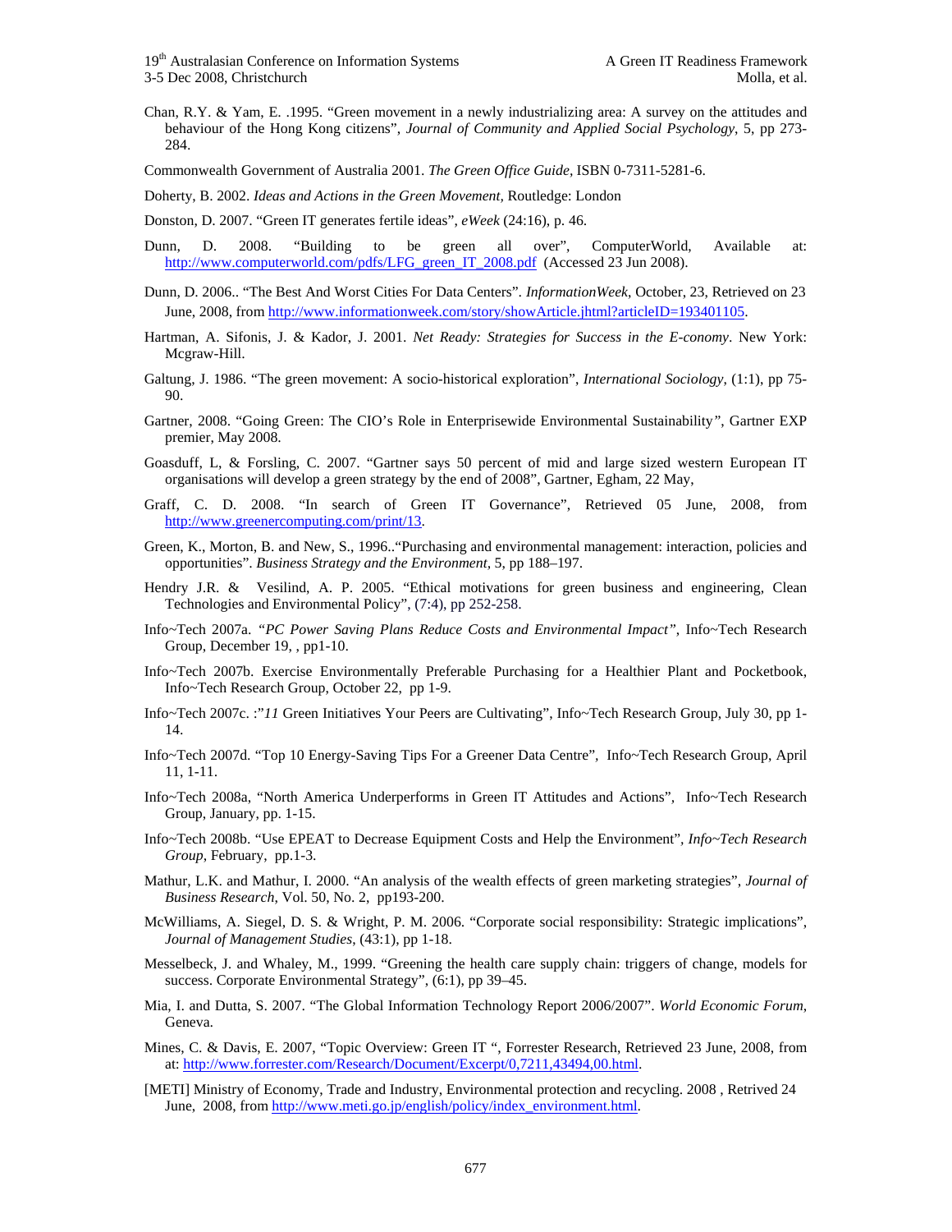Chan, R.Y. & Yam, E. .1995. "Green movement in a newly industrializing area: A survey on the attitudes and behaviour of the Hong Kong citizens", *Journal of Community and Applied Social Psychology*, 5, pp 273-284.

Commonwealth Government of Australia 2001. *The Green Office Guide*, ISBN 0-7311-5281-6.

Doherty, B. 2002. *Ideas and Actions in the Green Movement*, Routledge: London

Donston, D. 2007. "Green IT generates fertile ideas", *eWeek* (24:16), p. 46.

Dunn, D. 2008. "Building to be green all over", ComputerWorld, Available at: http://www.computerworld.com/pdfs/LFG_green_IT_2008.pdf (Accessed 23 Jun 2008).

Dunn, D. 2006.. "The Best And Worst Cities For Data Centers". *InformationWeek*, October, 23, Retrieved on 23 June, 2008, from http://www.informationweek.com/story/showArticle.jhtml?articleID=193401105.

Hartman, A. Sifonis, J. & Kador, J. 2001. *Net Ready: Strategies for Success in the E-conomy*. New York: Mcgraw-Hill.

Galtung, J. 1986. "The green movement: A socio-historical exploration", *International Sociology*, (1:1), pp 75-90.

Gartner, 2008. "Going Green: The CIO's Role in Enterprisewide Environmental Sustainability", Gartner EXP premier, May 2008.

Goasduff, L, & Forsling, C. 2007. "Gartner says 50 percent of mid and large sized western European IT organisations will develop a green strategy by the end of 2008", Gartner, Egham, 22 May,

Graff, C. D. 2008. "In search of Green IT Governance", Retrieved 05 June, 2008, from http://www.greenercomputing.com/print/13.

Green, K., Morton, B. and New, S., 1996..“Purchasing and environmental management: interaction, policies and opportunities". *Business Strategy and the Environment*, 5, pp 188–197.

Hendry J.R. & Vesilind, A. P. 2005. "Ethical motivations for green business and engineering, Clean Technologies and Environmental Policy", (7:4), pp 252-258.

Info~Tech 2007a. *"PC Power Saving Plans Reduce Costs and Environmental Impact"*, Info~Tech Research Group, December 19, , pp1-10.

Info~Tech 2007b. Exercise Environmentally Preferable Purchasing for a Healthier Plant and Pocketbook, Info~Tech Research Group, October 22, pp 1-9.

Info~Tech 2007c. :"*11* Green Initiatives Your Peers are Cultivating", Info~Tech Research Group, July 30, pp 1-14.

Info~Tech 2007d. "Top 10 Energy-Saving Tips For a Greener Data Centre", Info~Tech Research Group, April 11, 1-11.

Info~Tech 2008a, "North America Underperforms in Green IT Attitudes and Actions", Info~Tech Research Group, January, pp. 1-15.

Info~Tech 2008b. "Use EPEAT to Decrease Equipment Costs and Help the Environment", *Info~Tech Research Group*, February, pp.1-3.

Mathur, L.K. and Mathur, I. 2000. "An analysis of the wealth effects of green marketing strategies", *Journal of Business Research*, Vol. 50, No. 2, pp193-200.

McWilliams, A. Siegel, D. S. & Wright, P. M. 2006. "Corporate social responsibility: Strategic implications", *Journal of Management Studies*, (43:1), pp 1-18.

Messelbeck, J. and Whaley, M., 1999. "Greening the health care supply chain: triggers of change, models for success. Corporate Environmental Strategy", (6:1), pp 39–45.

Mia, I. and Dutta, S. 2007. "The Global Information Technology Report 2006/2007". *World Economic Forum*, Geneva.

Mines, C. & Davis, E. 2007, "Topic Overview: Green IT ", Forrester Research, Retrieved 23 June, 2008, from at: http://www.forrester.com/Research/Document/Excerpt/0,7211,43494,00.html.

[METI] Ministry of Economy, Trade and Industry, Environmental protection and recycling. 2008 , Retrived 24 June, 2008, from http://www.meti.go.jp/english/policy/index_environment.html.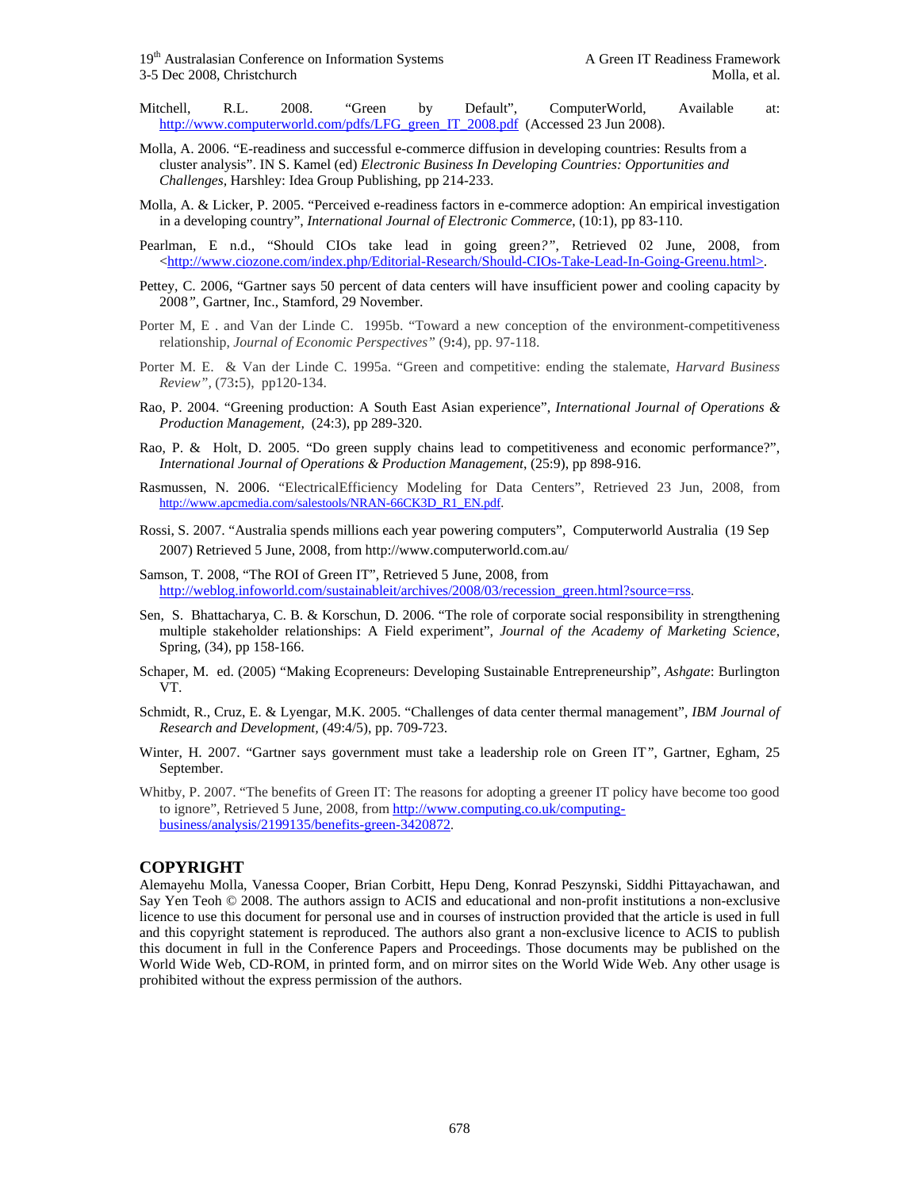Mitchell, R.L. 2008. "Green by Default", ComputerWorld, Available at: http://www.computerworld.com/pdfs/LFG_green_IT_2008.pdf (Accessed 23 Jun 2008).

Molla, A. 2006. "E-readiness and successful e-commerce diffusion in developing countries: Results from a cluster analysis". IN S. Kamel (ed) *Electronic Business In Developing Countries: Opportunities and Challenges*, Harshley: Idea Group Publishing, pp 214-233.

Molla, A. & Licker, P. 2005. "Perceived e-readiness factors in e-commerce adoption: An empirical investigation in a developing country", *International Journal of Electronic Commerce*, (10:1), pp 83-110.

Pearlman, E n.d., "Should CIOs take lead in going green?", Retrieved 02 June, 2008, from <http://www.ciozone.com/index.php/Editorial-Research/Should-CIOs-Take-Lead-In-Going-Greenu.html>.

Pettey, C. 2006, "Gartner says 50 percent of data centers will have insufficient power and cooling capacity by 2008", Gartner, Inc., Stamford, 29 November.

Porter M, E . and Van der Linde C. 1995b. "Toward a new conception of the environment-competitiveness relationship, *Journal of Economic Perspectives*" (9:4), pp. 97-118.

Porter M. E. & Van der Linde C. 1995a. "Green and competitive: ending the stalemate, *Harvard Business Review*", (73:5), pp120-134.

Rao, P. 2004. "Greening production: A South East Asian experience", *International Journal of Operations & Production Management,* (24:3), pp 289-320.

Rao, P. & Holt, D. 2005. "Do green supply chains lead to competitiveness and economic performance?", *International Journal of Operations & Production Management*, (25:9), pp 898-916.

Rasmussen, N. 2006. "ElectricalEfficiency Modeling for Data Centers", Retrieved 23 Jun, 2008, from http://www.apcmedia.com/salestools/NRAN-66CK3D_R1_EN.pdf.

Rossi, S. 2007. "Australia spends millions each year powering computers", Computerworld Australia (19 Sep 2007) Retrieved 5 June, 2008, from http://www.computerworld.com.au/

Samson, T. 2008, "The ROI of Green IT", Retrieved 5 June, 2008, from http://weblog.infoworld.com/sustainableit/archives/2008/03/recession_green.html?source=rss.

Sen, S. Bhattacharya, C. B. & Korschun, D. 2006. "The role of corporate social responsibility in strengthening multiple stakeholder relationships: A Field experiment", *Journal of the Academy of Marketing Science*, Spring, (34), pp 158-166.

Schaper, M. ed. (2005) "Making Ecopreneurs: Developing Sustainable Entrepreneurship", *Ashgate*: Burlington VT.

Schmidt, R., Cruz, E. & Lyengar, M.K. 2005. "Challenges of data center thermal management", *IBM Journal of Research and Development*, (49:4/5), pp. 709-723.

Winter, H. 2007. "Gartner says government must take a leadership role on Green IT", Gartner, Egham, 25 September.

Whitby, P. 2007. "The benefits of Green IT: The reasons for adopting a greener IT policy have become too good to ignore", Retrieved 5 June, 2008, from http://www.computing.co.uk/computing-business/analysis/2199135/benefits-green-3420872.

## COPYRIGHT

Alemayehu Molla, Vanessa Cooper, Brian Corbitt, Hepu Deng, Konrad Peszynski, Siddhi Pittayachawan, and Say Yen Teoh © 2008. The authors assign to ACIS and educational and non-profit institutions a non-exclusive licence to use this document for personal use and in courses of instruction provided that the article is used in full and this copyright statement is reproduced. The authors also grant a non-exclusive licence to ACIS to publish this document in full in the Conference Papers and Proceedings. Those documents may be published on the World Wide Web, CD-ROM, in printed form, and on mirror sites on the World Wide Web. Any other usage is prohibited without the express permission of the authors.